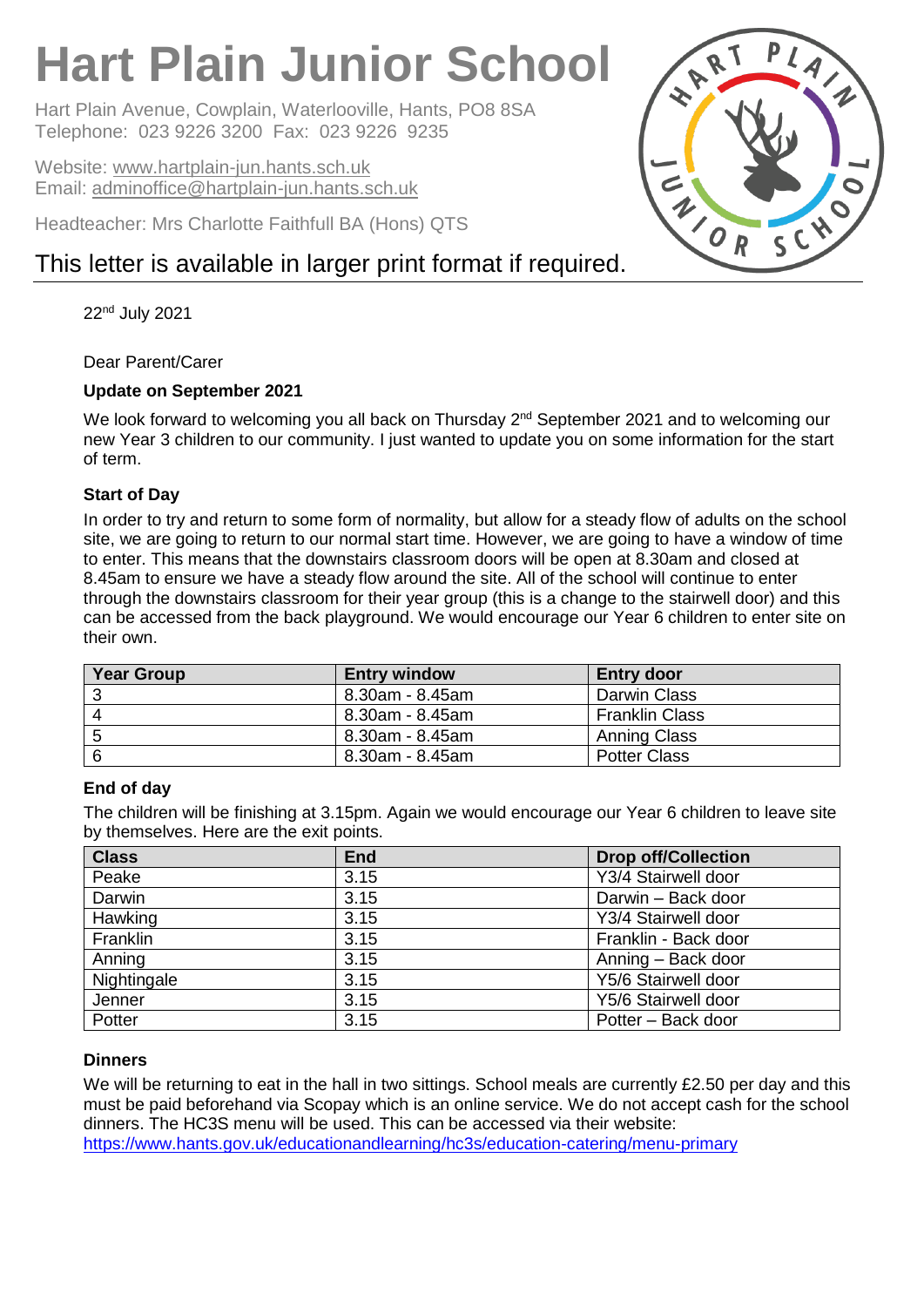# Hart Plain Junior School

Hart Plain Avenue, Cowplain, Waterlooville, Hants, PO8 8SA
Telephone: 023 9226 3200 Fax: 023 9226 9235

Website: www.hartplain-jun.hants.sch.uk
Email: adminoffice@hartplain-jun.hants.sch.uk

Headteacher: Mrs Charlotte Faithfull BA (Hons) QTS

This letter is available in larger print format if required.

22nd July 2021

Dear Parent/Carer

**Update on September 2021**

We look forward to welcoming you all back on Thursday 2nd September 2021 and to welcoming our new Year 3 children to our community. I just wanted to update you on some information for the start of term.

**Start of Day**

In order to try and return to some form of normality, but allow for a steady flow of adults on the school site, we are going to return to our normal start time. However, we are going to have a window of time to enter. This means that the downstairs classroom doors will be open at 8.30am and closed at 8.45am to ensure we have a steady flow around the site. All of the school will continue to enter through the downstairs classroom for their year group (this is a change to the stairwell door) and this can be accessed from the back playground. We would encourage our Year 6 children to enter site on their own.

| Year Group | Entry window | Entry door |
|---|---|---|
| 3 | 8.30am - 8.45am | Darwin Class |
| 4 | 8.30am - 8.45am | Franklin Class |
| 5 | 8.30am - 8.45am | Anning Class |
| 6 | 8.30am - 8.45am | Potter Class |

**End of day**

The children will be finishing at 3.15pm. Again we would encourage our Year 6 children to leave site by themselves. Here are the exit points.

| Class | End | Drop off/Collection |
|---|---|---|
| Peake | 3.15 | Y3/4 Stairwell door |
| Darwin | 3.15 | Darwin – Back door |
| Hawking | 3.15 | Y3/4 Stairwell door |
| Franklin | 3.15 | Franklin - Back door |
| Anning | 3.15 | Anning – Back door |
| Nightingale | 3.15 | Y5/6 Stairwell door |
| Jenner | 3.15 | Y5/6 Stairwell door |
| Potter | 3.15 | Potter – Back door |

**Dinners**

We will be returning to eat in the hall in two sittings. School meals are currently £2.50 per day and this must be paid beforehand via Scopay which is an online service. We do not accept cash for the school dinners. The HC3S menu will be used. This can be accessed via their website:
https://www.hants.gov.uk/educationandlearning/hc3s/education-catering/menu-primary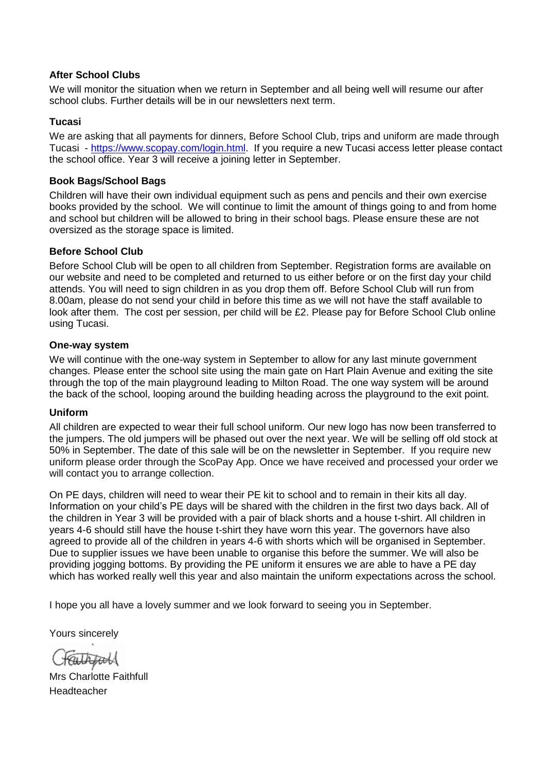**After School Clubs**

We will monitor the situation when we return in September and all being well will resume our after school clubs. Further details will be in our newsletters next term.

**Tucasi**

We are asking that all payments for dinners, Before School Club, trips and uniform are made through Tucasi - https://www.scopay.com/login.html. If you require a new Tucasi access letter please contact the school office. Year 3 will receive a joining letter in September.

**Book Bags/School Bags**

Children will have their own individual equipment such as pens and pencils and their own exercise books provided by the school. We will continue to limit the amount of things going to and from home and school but children will be allowed to bring in their school bags. Please ensure these are not oversized as the storage space is limited.

**Before School Club**

Before School Club will be open to all children from September. Registration forms are available on our website and need to be completed and returned to us either before or on the first day your child attends. You will need to sign children in as you drop them off. Before School Club will run from 8.00am, please do not send your child in before this time as we will not have the staff available to look after them. The cost per session, per child will be £2. Please pay for Before School Club online using Tucasi.

**One-way system**

We will continue with the one-way system in September to allow for any last minute government changes. Please enter the school site using the main gate on Hart Plain Avenue and exiting the site through the top of the main playground leading to Milton Road. The one way system will be around the back of the school, looping around the building heading across the playground to the exit point.

**Uniform**

All children are expected to wear their full school uniform. Our new logo has now been transferred to the jumpers. The old jumpers will be phased out over the next year. We will be selling off old stock at 50% in September. The date of this sale will be on the newsletter in September. If you require new uniform please order through the ScoPay App. Once we have received and processed your order we will contact you to arrange collection.

On PE days, children will need to wear their PE kit to school and to remain in their kits all day. Information on your child's PE days will be shared with the children in the first two days back. All of the children in Year 3 will be provided with a pair of black shorts and a house t-shirt. All children in years 4-6 should still have the house t-shirt they have worn this year. The governors have also agreed to provide all of the children in years 4-6 with shorts which will be organised in September. Due to supplier issues we have been unable to organise this before the summer. We will also be providing jogging bottoms. By providing the PE uniform it ensures we are able to have a PE day which has worked really well this year and also maintain the uniform expectations across the school.

I hope you all have a lovely summer and we look forward to seeing you in September.

Yours sincerely

CFaithfull

Mrs Charlotte Faithfull
Headteacher